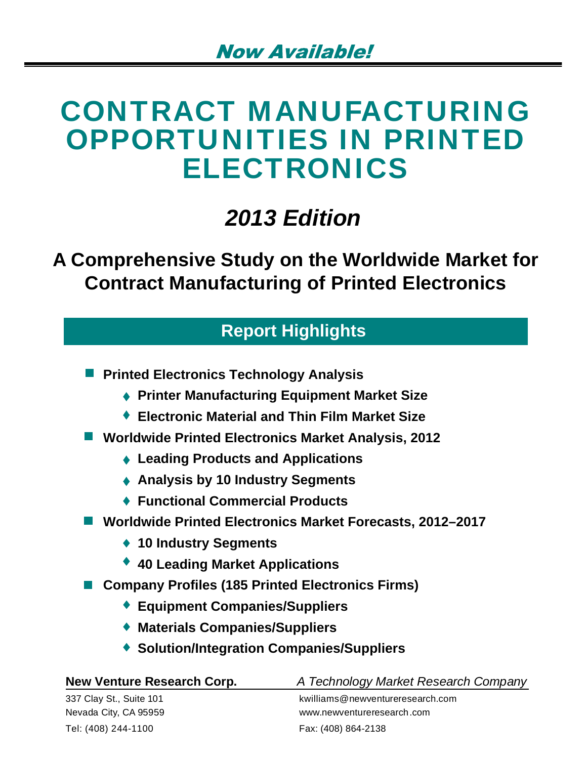*Now Available!*

# CONTRACT MANUFACTURING OPPORTUNITIES IN PRINTED ELECTRONICS

## *2013 Edition*

## A Comprehensive Study on the Worldwide Market for Contract Manufacturing of Printed Electronics

### Report Highlights

- **Printed Electronics Technology Analysis**
  - **Printer Manufacturing Equipment Market Size**
  - **Electronic Material and Thin Film Market Size**
- **Worldwide Printed Electronics Market Analysis, 2012**
  - **Leading Products and Applications**
  - **Analysis by 10 Industry Segments**
  - **Functional Commercial Products**
- **Worldwide Printed Electronics Market Forecasts, 2012–2017**
  - **10 Industry Segments**
  - **40 Leading Market Applications**
- **Company Profiles (185 Printed Electronics Firms)**
  - **Equipment Companies/Suppliers**
  - **Materials Companies/Suppliers**
  - **Solution/Integration Companies/Suppliers**

**New Venture Research Corp.** — *A Technology Market Research Company*

337 Clay St., Suite 101
Nevada City, CA 95959
Tel: (408) 244-1100

kwilliams@newventureresearch.com
www.newventureresearch.com
Fax: (408) 864-2138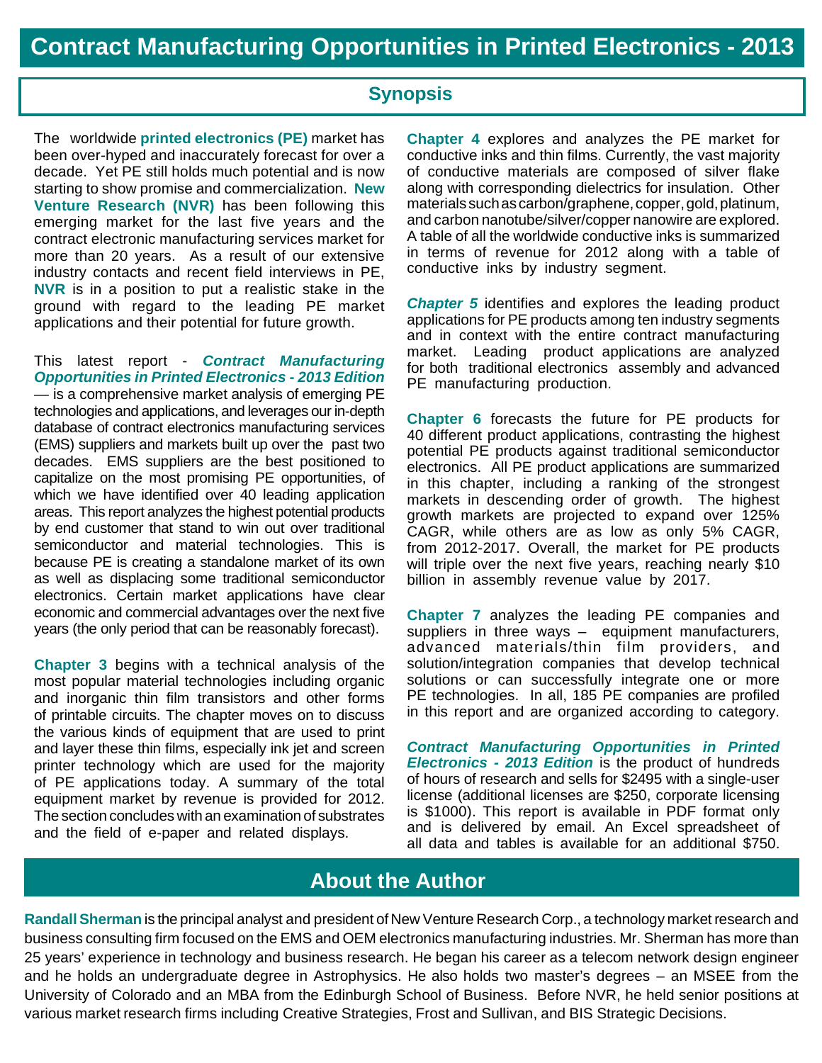# Contract Manufacturing Opportunities in Printed Electronics - 2013

## Synopsis

The worldwide **printed electronics (PE)** market has been over-hyped and inaccurately forecast for over a decade. Yet PE still holds much potential and is now starting to show promise and commercialization. **New Venture Research (NVR)** has been following this emerging market for the last five years and the contract electronic manufacturing services market for more than 20 years. As a result of our extensive industry contacts and recent field interviews in PE, **NVR** is in a position to put a realistic stake in the ground with regard to the leading PE market applications and their potential for future growth.

This latest report - ***Contract Manufacturing Opportunities in Printed Electronics - 2013 Edition*** — is a comprehensive market analysis of emerging PE technologies and applications, and leverages our in-depth database of contract electronics manufacturing services (EMS) suppliers and markets built up over the past two decades. EMS suppliers are the best positioned to capitalize on the most promising PE opportunities, of which we have identified over 40 leading application areas. This report analyzes the highest potential products by end customer that stand to win out over traditional semiconductor and material technologies. This is because PE is creating a standalone market of its own as well as displacing some traditional semiconductor electronics. Certain market applications have clear economic and commercial advantages over the next five years (the only period that can be reasonably forecast).

**Chapter 3** begins with a technical analysis of the most popular material technologies including organic and inorganic thin film transistors and other forms of printable circuits. The chapter moves on to discuss the various kinds of equipment that are used to print and layer these thin films, especially ink jet and screen printer technology which are used for the majority of PE applications today. A summary of the total equipment market by revenue is provided for 2012. The section concludes with an examination of substrates and the field of e-paper and related displays.

**Chapter 4** explores and analyzes the PE market for conductive inks and thin films. Currently, the vast majority of conductive materials are composed of silver flake along with corresponding dielectrics for insulation. Other materials such as carbon/graphene, copper, gold, platinum, and carbon nanotube/silver/copper nanowire are explored. A table of all the worldwide conductive inks is summarized in terms of revenue for 2012 along with a table of conductive inks by industry segment.

***Chapter 5*** identifies and explores the leading product applications for PE products among ten industry segments and in context with the entire contract manufacturing market. Leading product applications are analyzed for both traditional electronics assembly and advanced PE manufacturing production.

**Chapter 6** forecasts the future for PE products for 40 different product applications, contrasting the highest potential PE products against traditional semiconductor electronics. All PE product applications are summarized in this chapter, including a ranking of the strongest markets in descending order of growth. The highest growth markets are projected to expand over 125% CAGR, while others are as low as only 5% CAGR, from 2012-2017. Overall, the market for PE products will triple over the next five years, reaching nearly $10 billion in assembly revenue value by 2017.

**Chapter 7** analyzes the leading PE companies and suppliers in three ways – equipment manufacturers, advanced materials/thin film providers, and solution/integration companies that develop technical solutions or can successfully integrate one or more PE technologies. In all, 185 PE companies are profiled in this report and are organized according to category.

***Contract Manufacturing Opportunities in Printed Electronics - 2013 Edition*** is the product of hundreds of hours of research and sells for $2495 with a single-user license (additional licenses are $250, corporate licensing is $1000). This report is available in PDF format only and is delivered by email. An Excel spreadsheet of all data and tables is available for an additional $750.

## About the Author

**Randall Sherman** is the principal analyst and president of New Venture Research Corp., a technology market research and business consulting firm focused on the EMS and OEM electronics manufacturing industries. Mr. Sherman has more than 25 years' experience in technology and business research. He began his career as a telecom network design engineer and he holds an undergraduate degree in Astrophysics. He also holds two master's degrees – an MSEE from the University of Colorado and an MBA from the Edinburgh School of Business. Before NVR, he held senior positions at various market research firms including Creative Strategies, Frost and Sullivan, and BIS Strategic Decisions.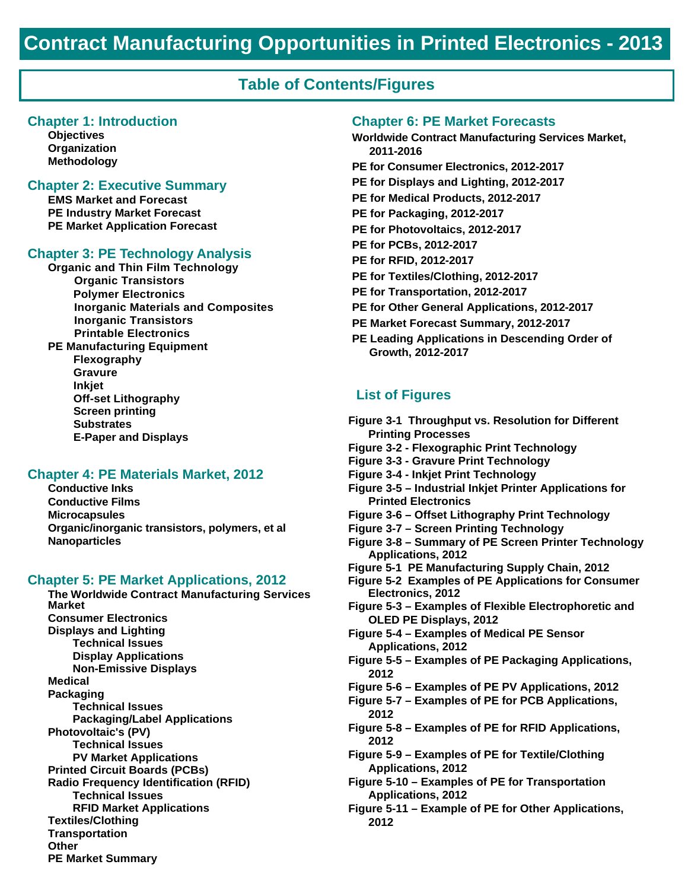# Contract Manufacturing Opportunities in Printed Electronics - 2013

## Table of Contents/Figures

### Chapter 1: Introduction

- Objectives
- Organization
- Methodology

### Chapter 2: Executive Summary

- EMS Market and Forecast
- PE Industry Market Forecast
- PE Market Application Forecast

### Chapter 3: PE Technology Analysis

- Organic and Thin Film Technology
  - Organic Transistors
  - Polymer Electronics
  - Inorganic Materials and Composites
  - Inorganic Transistors
  - Printable Electronics
- PE Manufacturing Equipment
  - Flexography
  - Gravure
  - Inkjet
  - Off-set Lithography
  - Screen printing
  - Substrates
  - E-Paper and Displays

### Chapter 4: PE Materials Market, 2012

- Conductive Inks
- Conductive Films
- Microcapsules
- Organic/inorganic transistors, polymers, et al
- Nanoparticles

### Chapter 5: PE Market Applications, 2012

- The Worldwide Contract Manufacturing Services Market
- Consumer Electronics
- Displays and Lighting
  - Technical Issues
  - Display Applications
  - Non-Emissive Displays
- Medical
- Packaging
  - Technical Issues
  - Packaging/Label Applications
- Photovoltaic's (PV)
  - Technical Issues
  - PV Market Applications
- Printed Circuit Boards (PCBs)
- Radio Frequency Identification (RFID)
  - Technical Issues
  - RFID Market Applications
- Textiles/Clothing
- Transportation
- Other
- PE Market Summary

### Chapter 6: PE Market Forecasts

- Worldwide Contract Manufacturing Services Market, 2011-2016
- PE for Consumer Electronics, 2012-2017
- PE for Displays and Lighting, 2012-2017
- PE for Medical Products, 2012-2017
- PE for Packaging, 2012-2017
- PE for Photovoltaics, 2012-2017
- PE for PCBs, 2012-2017
- PE for RFID, 2012-2017
- PE for Textiles/Clothing, 2012-2017
- PE for Transportation, 2012-2017
- PE for Other General Applications, 2012-2017
- PE Market Forecast Summary, 2012-2017
- PE Leading Applications in Descending Order of Growth, 2012-2017

### List of Figures

- Figure 3-1 Throughput vs. Resolution for Different Printing Processes
- Figure 3-2 - Flexographic Print Technology
- Figure 3-3 - Gravure Print Technology
- Figure 3-4 - Inkjet Print Technology
- Figure 3-5 – Industrial Inkjet Printer Applications for Printed Electronics
- Figure 3-6 – Offset Lithography Print Technology
- Figure 3-7 – Screen Printing Technology
- Figure 3-8 – Summary of PE Screen Printer Technology Applications, 2012
- Figure 5-1 PE Manufacturing Supply Chain, 2012
- Figure 5-2 Examples of PE Applications for Consumer Electronics, 2012
- Figure 5-3 – Examples of Flexible Electrophoretic and OLED PE Displays, 2012
- Figure 5-4 – Examples of Medical PE Sensor Applications, 2012
- Figure 5-5 – Examples of PE Packaging Applications, 2012
- Figure 5-6 – Examples of PE PV Applications, 2012
- Figure 5-7 – Examples of PE for PCB Applications, 2012
- Figure 5-8 – Examples of PE for RFID Applications, 2012
- Figure 5-9 – Examples of PE for Textile/Clothing Applications, 2012
- Figure 5-10 – Examples of PE for Transportation Applications, 2012
- Figure 5-11 – Example of PE for Other Applications, 2012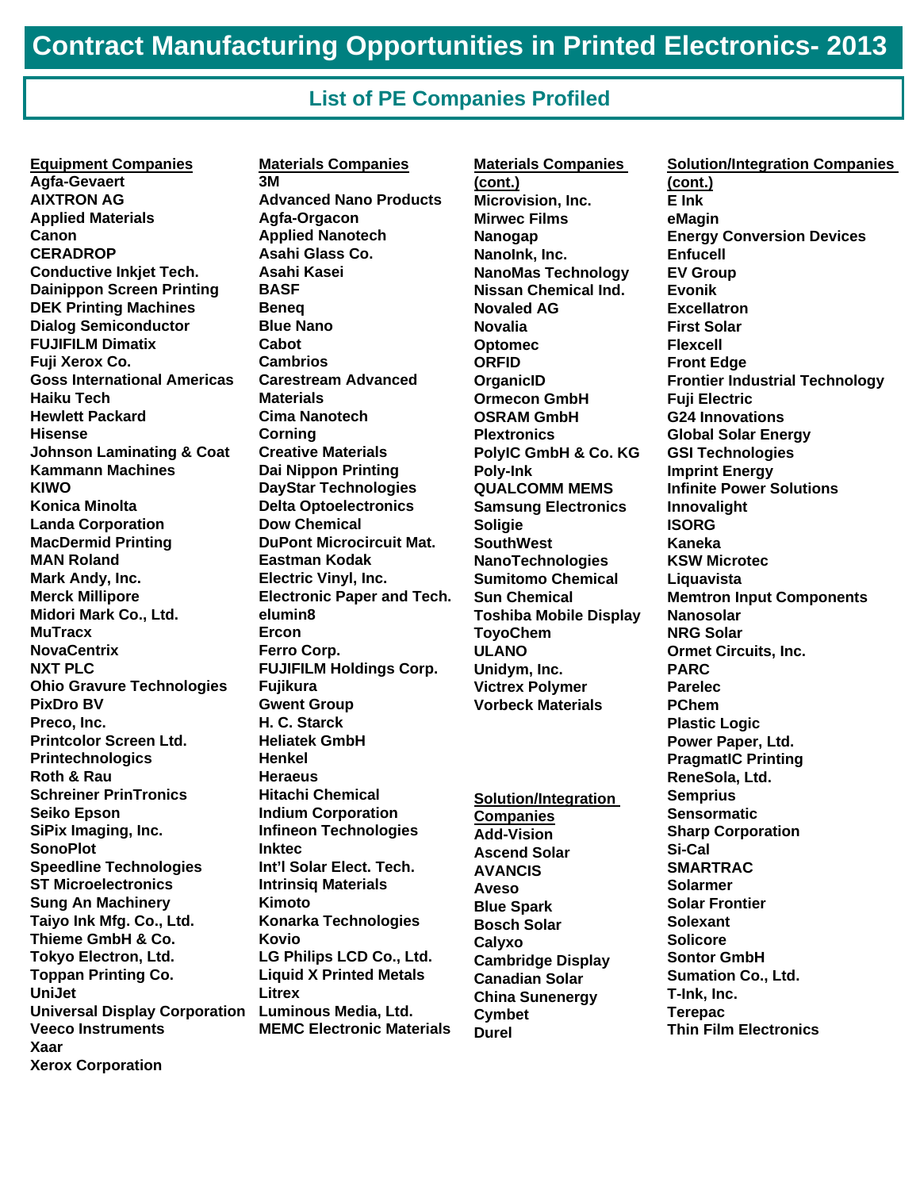# Contract Manufacturing Opportunities in Printed Electronics- 2013

## List of PE Companies Profiled

**Equipment Companies**

- Agfa-Gevaert
- AIXTRON AG
- Applied Materials
- Canon
- CERADROP
- Conductive Inkjet Tech.
- Dainippon Screen Printing
- DEK Printing Machines
- Dialog Semiconductor
- FUJIFILM Dimatix
- Fuji Xerox Co.
- Goss International Americas
- Haiku Tech
- Hewlett Packard
- Hisense
- Johnson Laminating & Coat
- Kammann Machines
- KIWO
- Konica Minolta
- Landa Corporation
- MacDermid Printing
- MAN Roland
- Mark Andy, Inc.
- Merck Millipore
- Midori Mark Co., Ltd.
- MuTracx
- NovaCentrix
- NXT PLC
- Ohio Gravure Technologies
- PixDro BV
- Preco, Inc.
- Printcolor Screen Ltd.
- Printechnologics
- Roth & Rau
- Schreiner PrinTronics
- Seiko Epson
- SiPix Imaging, Inc.
- SonoPlot
- Speedline Technologies
- ST Microelectronics
- Sung An Machinery
- Taiyo Ink Mfg. Co., Ltd.
- Thieme GmbH & Co.
- Tokyo Electron, Ltd.
- Toppan Printing Co.
- UniJet
- Universal Display Corporation
- Veeco Instruments
- Xaar
- Xerox Corporation

**Materials Companies**

- 3M
- Advanced Nano Products
- Agfa-Orgacon
- Applied Nanotech
- Asahi Glass Co.
- Asahi Kasei
- BASF
- Beneq
- Blue Nano
- Cabot
- Cambrios
- Carestream Advanced Materials
- Cima Nanotech
- Corning
- Creative Materials
- Dai Nippon Printing
- DayStar Technologies
- Delta Optoelectronics
- Dow Chemical
- DuPont Microcircuit Mat.
- Eastman Kodak
- Electric Vinyl, Inc.
- Electronic Paper and Tech.
- elumin8
- Ercon
- Ferro Corp.
- FUJIFILM Holdings Corp.
- Fujikura
- Gwent Group
- H. C. Starck
- Heliatek GmbH
- Henkel
- Heraeus
- Hitachi Chemical
- Indium Corporation
- Infineon Technologies
- Inktec
- Int'l Solar Elect. Tech.
- Intrinsiq Materials
- Kimoto
- Konarka Technologies
- Kovio
- LG Philips LCD Co., Ltd.
- Liquid X Printed Metals
- Litrex
- Luminous Media, Ltd.
- MEMC Electronic Materials

**Materials Companies (cont.)**

- Microvision, Inc.
- Mirwec Films
- Nanogap
- NanoInk, Inc.
- NanoMas Technology
- Nissan Chemical Ind.
- Novaled AG
- Novalia
- Optomec
- ORFID
- OrganicID
- Ormecon GmbH
- OSRAM GmbH
- Plextronics
- PolyIC GmbH & Co. KG
- Poly-Ink
- QUALCOMM MEMS
- Samsung Electronics
- Soligie
- SouthWest NanoTechnologies
- Sumitomo Chemical
- Sun Chemical
- Toshiba Mobile Display
- ToyoChem
- ULANO
- Unidym, Inc.
- Victrex Polymer
- Vorbeck Materials

**Solution/Integration Companies**

- Add-Vision
- Ascend Solar
- AVANCIS
- Aveso
- Blue Spark
- Bosch Solar
- Calyxo
- Cambridge Display
- Canadian Solar
- China Sunenergy
- Cymbet
- Durel

**Solution/Integration Companies (cont.)**

- E Ink
- eMagin
- Energy Conversion Devices
- Enfucell
- EV Group
- Evonik
- Excellatron
- First Solar
- Flexcell
- Front Edge
- Frontier Industrial Technology
- Fuji Electric
- G24 Innovations
- Global Solar Energy
- GSI Technologies
- Imprint Energy
- Infinite Power Solutions
- Innovalight
- ISORG
- Kaneka
- KSW Microtec
- Liquavista
- Memtron Input Components
- Nanosolar
- NRG Solar
- Ormet Circuits, Inc.
- PARC
- Parelec
- PChem
- Plastic Logic
- Power Paper, Ltd.
- PragmatIC Printing
- ReneSola, Ltd.
- Semprius
- Sensormatic
- Sharp Corporation
- Si-Cal
- SMARTRAC
- Solarmer
- Solar Frontier
- Solexant
- Solicore
- Sontor GmbH
- Sumation Co., Ltd.
- T-Ink, Inc.
- Terepac
- Thin Film Electronics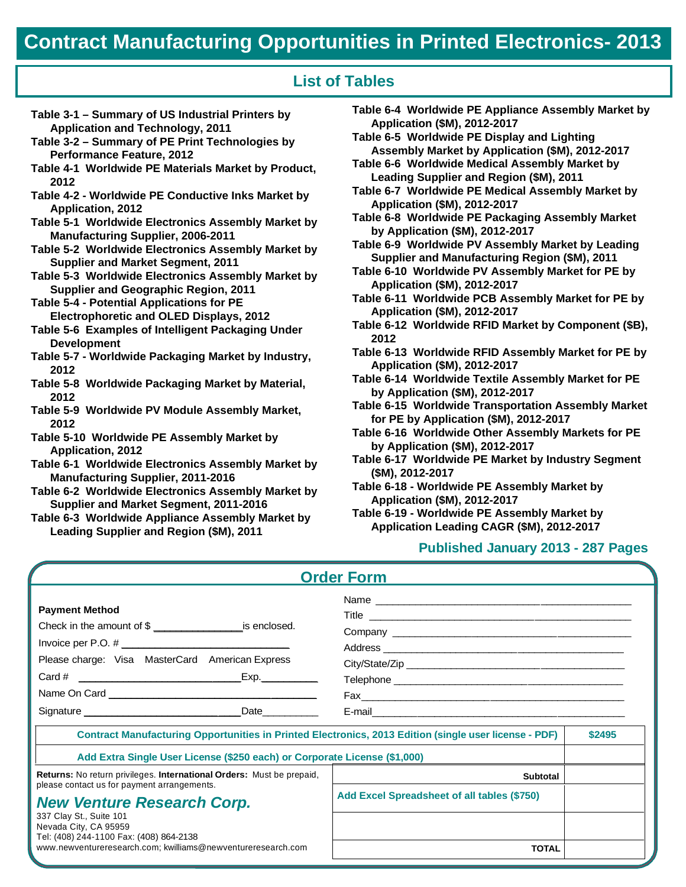# Contract Manufacturing Opportunities in Printed Electronics- 2013

## List of Tables

**Table 3-1 – Summary of US Industrial Printers by Application and Technology, 2011**
**Table 3-2 – Summary of PE Print Technologies by Performance Feature, 2012**
**Table 4-1 Worldwide PE Materials Market by Product, 2012**
**Table 4-2 - Worldwide PE Conductive Inks Market by Application, 2012**
**Table 5-1 Worldwide Electronics Assembly Market by Manufacturing Supplier, 2006-2011**
**Table 5-2 Worldwide Electronics Assembly Market by Supplier and Market Segment, 2011**
**Table 5-3 Worldwide Electronics Assembly Market by Supplier and Geographic Region, 2011**
**Table 5-4 - Potential Applications for PE Electrophoretic and OLED Displays, 2012**
**Table 5-6 Examples of Intelligent Packaging Under Development**
**Table 5-7 - Worldwide Packaging Market by Industry, 2012**
**Table 5-8 Worldwide Packaging Market by Material, 2012**
**Table 5-9 Worldwide PV Module Assembly Market, 2012**
**Table 5-10 Worldwide PE Assembly Market by Application, 2012**
**Table 6-1 Worldwide Electronics Assembly Market by Manufacturing Supplier, 2011-2016**
**Table 6-2 Worldwide Electronics Assembly Market by Supplier and Market Segment, 2011-2016**
**Table 6-3 Worldwide Appliance Assembly Market by Leading Supplier and Region ($M), 2011**
**Table 6-4 Worldwide PE Appliance Assembly Market by Application ($M), 2012-2017**
**Table 6-5 Worldwide PE Display and Lighting Assembly Market by Application ($M), 2012-2017**
**Table 6-6 Worldwide Medical Assembly Market by Leading Supplier and Region ($M), 2011**
**Table 6-7 Worldwide PE Medical Assembly Market by Application ($M), 2012-2017**
**Table 6-8 Worldwide PE Packaging Assembly Market by Application ($M), 2012-2017**
**Table 6-9 Worldwide PV Assembly Market by Leading Supplier and Manufacturing Region ($M), 2011**
**Table 6-10 Worldwide PV Assembly Market for PE by Application ($M), 2012-2017**
**Table 6-11 Worldwide PCB Assembly Market for PE by Application ($M), 2012-2017**
**Table 6-12 Worldwide RFID Market by Component ($B), 2012**
**Table 6-13 Worldwide RFID Assembly Market for PE by Application ($M), 2012-2017**
**Table 6-14 Worldwide Textile Assembly Market for PE by Application ($M), 2012-2017**
**Table 6-15 Worldwide Transportation Assembly Market for PE by Application ($M), 2012-2017**
**Table 6-16 Worldwide Other Assembly Markets for PE by Application ($M), 2012-2017**
**Table 6-17 Worldwide PE Market by Industry Segment ($M), 2012-2017**
**Table 6-18 - Worldwide PE Assembly Market by Application ($M), 2012-2017**
**Table 6-19 - Worldwide PE Assembly Market by Application Leading CAGR ($M), 2012-2017**

**Published January 2013 - 287 Pages**

## Order Form

**Payment Method**

Check in the amount of $ _______________ is enclosed.

Invoice per P.O. # ____________________________

Please charge: Visa MasterCard American Express

Card # ____________________________ Exp. __________

Name On Card ____________________________

Signature ____________________________ Date __________

Name ____________________________

Title ____________________________

Company ____________________________

Address ____________________________

City/State/Zip ____________________________

Telephone ____________________________

Fax ____________________________

E-mail ____________________________

| | |
|---|---|
| **Contract Manufacturing Opportunities in Printed Electronics, 2013 Edition (single user license - PDF)** | **$2495** |
| **Add Extra Single User License ($250 each) or Corporate License ($1,000)** | |
| **Subtotal** | |
| **Add Excel Spreadsheet of all tables ($750)** | |
| | |
| **TOTAL** | |

**Returns:** No return privileges. **International Orders:** Must be prepaid, please contact us for payment arrangements.

***New Venture Research Corp.***
337 Clay St., Suite 101
Nevada City, CA 95959
Tel: (408) 244-1100 Fax: (408) 864-2138
www.newventureresearch.com; kwilliams@newventureresearch.com